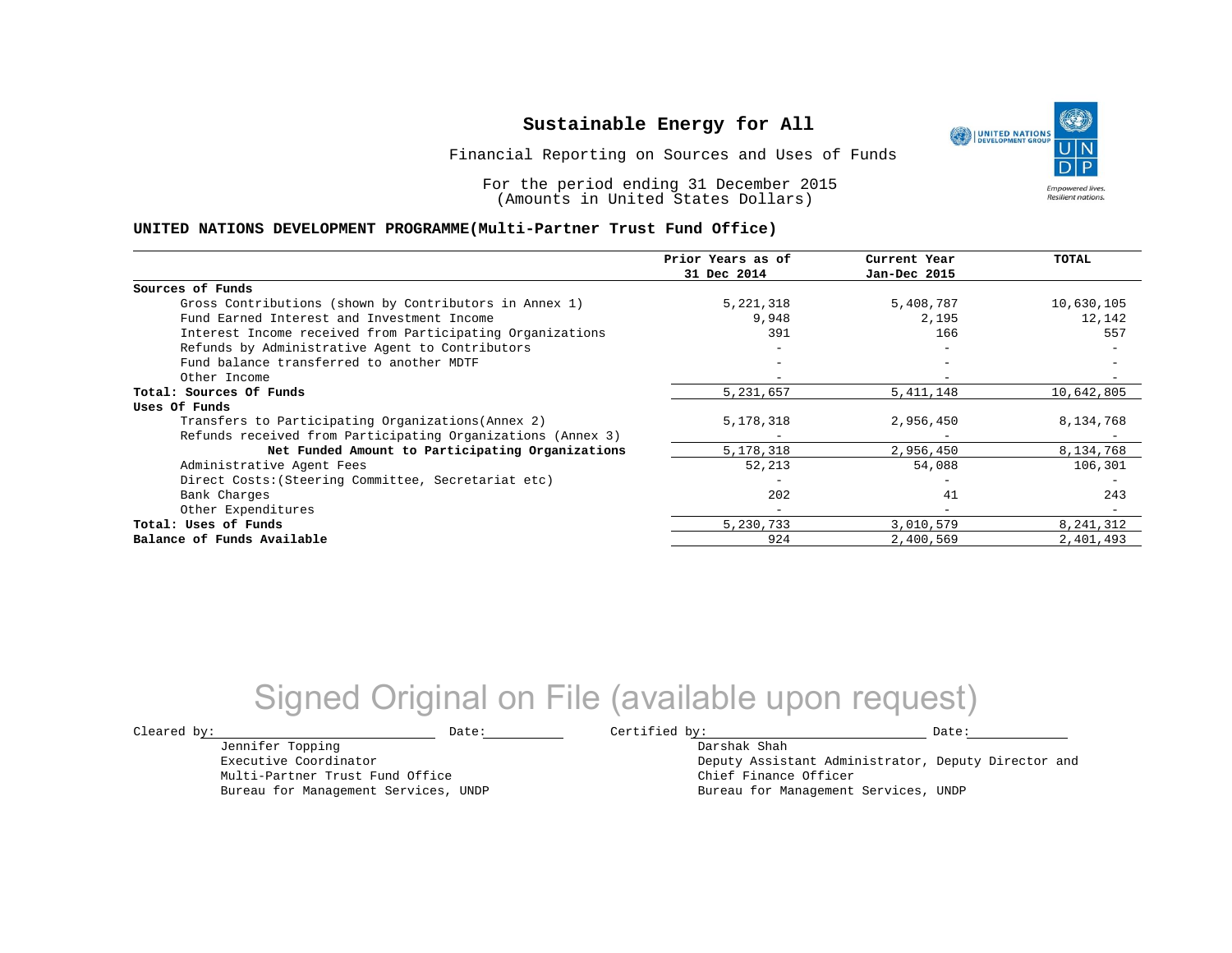# Sustainable Energy for All

Financial Reporting on Sources and Uses of Funds

For the period ending 31 December 2015
(Amounts in United States Dollars)

**UNITED NATIONS DEVELOPMENT PROGRAMME(Multi-Partner Trust Fund Office)**

| | Prior Years as of 31 Dec 2014 | Current Year Jan-Dec 2015 | TOTAL |
|---|---|---|---|
| **Sources of Funds** | | | |
| Gross Contributions (shown by Contributors in Annex 1) | 5,221,318 | 5,408,787 | 10,630,105 |
| Fund Earned Interest and Investment Income | 9,948 | 2,195 | 12,142 |
| Interest Income received from Participating Organizations | 391 | 166 | 557 |
| Refunds by Administrative Agent to Contributors | - | - | - |
| Fund balance transferred to another MDTF | - | - | - |
| Other Income | - | - | - |
| **Total: Sources Of Funds** | 5,231,657 | 5,411,148 | 10,642,805 |
| **Uses Of Funds** | | | |
| Transfers to Participating Organizations(Annex 2) | 5,178,318 | 2,956,450 | 8,134,768 |
| Refunds received from Participating Organizations (Annex 3) | - | - | - |
| **Net Funded Amount to Participating Organizations** | 5,178,318 | 2,956,450 | 8,134,768 |
| Administrative Agent Fees | 52,213 | 54,088 | 106,301 |
| Direct Costs:(Steering Committee, Secretariat etc) | - | - | - |
| Bank Charges | 202 | 41 | 243 |
| Other Expenditures | - | - | - |
| **Total: Uses of Funds** | 5,230,733 | 3,010,579 | 8,241,312 |
| **Balance of Funds Available** | 924 | 2,400,569 | 2,401,493 |

Signed Original on File (available upon request)

Cleared by: \_\_\_\_\_\_\_\_\_\_\_\_\_\_\_\_ Date: \_\_\_\_\_\_\_\_
Jennifer Topping
Executive Coordinator
Multi-Partner Trust Fund Office
Bureau for Management Services, UNDP

Certified by: \_\_\_\_\_\_\_\_\_\_\_\_\_\_\_\_ Date: \_\_\_\_\_\_\_\_
Darshak Shah
Deputy Assistant Administrator, Deputy Director and Chief Finance Officer
Bureau for Management Services, UNDP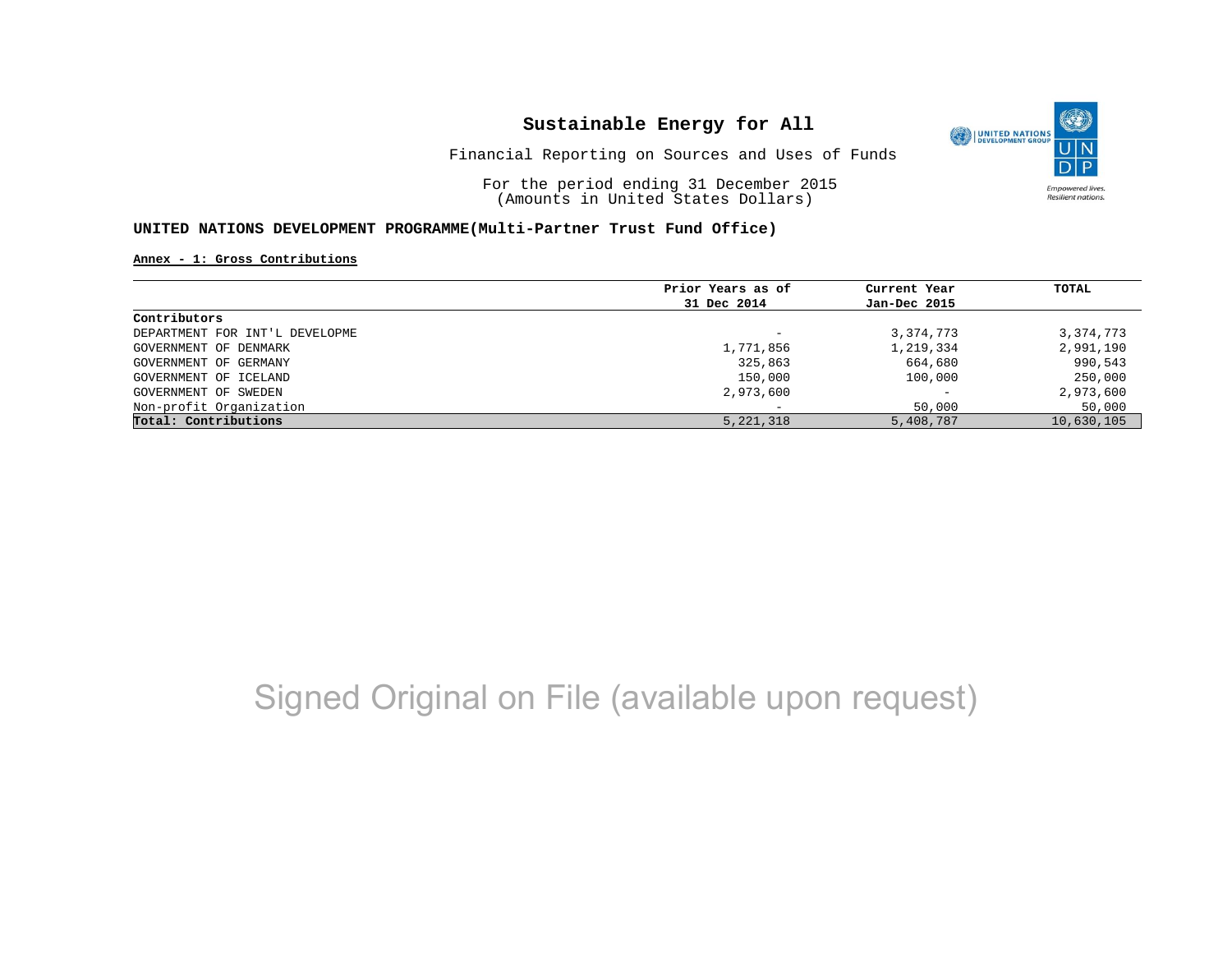# Sustainable Energy for All

Financial Reporting on Sources and Uses of Funds

For the period ending 31 December 2015
(Amounts in United States Dollars)

**UNITED NATIONS DEVELOPMENT PROGRAMME(Multi-Partner Trust Fund Office)**

**Annex - 1: Gross Contributions**

| | Prior Years as of 31 Dec 2014 | Current Year Jan-Dec 2015 | TOTAL |
|---|---|---|---|
| **Contributors** | | | |
| DEPARTMENT FOR INT'L DEVELOPME | - | 3,374,773 | 3,374,773 |
| GOVERNMENT OF DENMARK | 1,771,856 | 1,219,334 | 2,991,190 |
| GOVERNMENT OF GERMANY | 325,863 | 664,680 | 990,543 |
| GOVERNMENT OF ICELAND | 150,000 | 100,000 | 250,000 |
| GOVERNMENT OF SWEDEN | 2,973,600 | - | 2,973,600 |
| Non-profit Organization | - | 50,000 | 50,000 |
| **Total: Contributions** | 5,221,318 | 5,408,787 | 10,630,105 |

Signed Original on File (available upon request)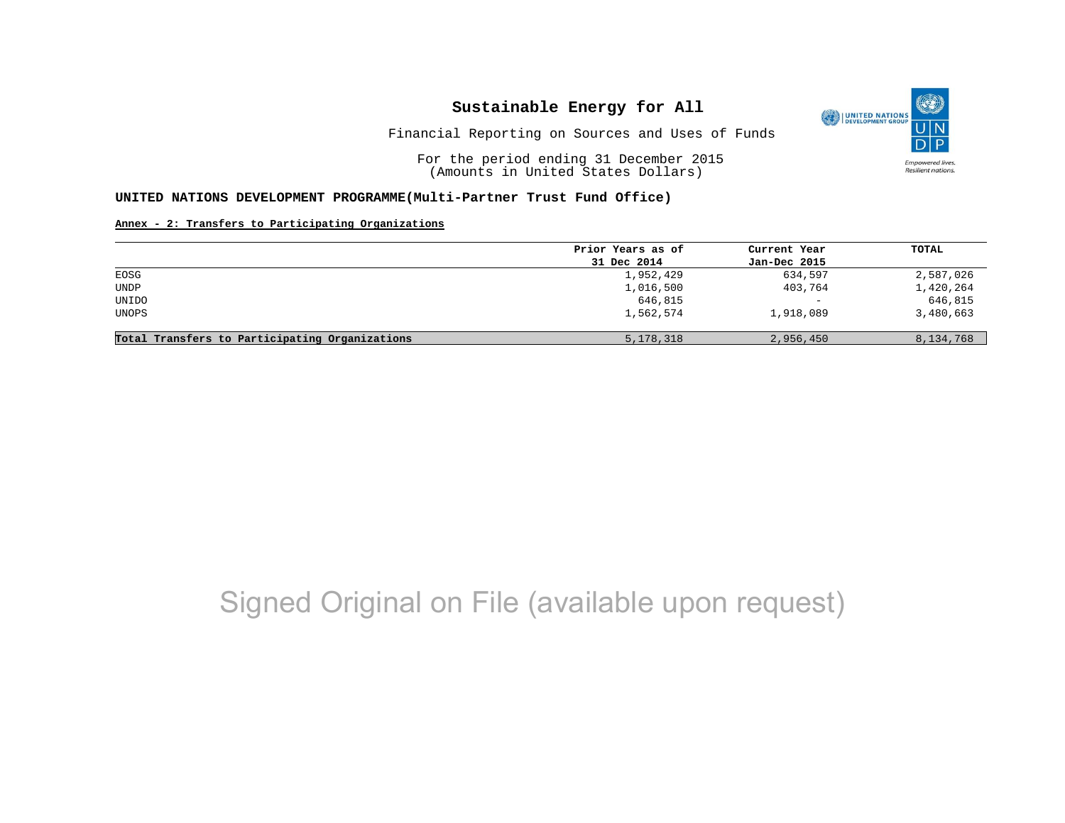# Sustainable Energy for All

Financial Reporting on Sources and Uses of Funds

For the period ending 31 December 2015
(Amounts in United States Dollars)

**UNITED NATIONS DEVELOPMENT PROGRAMME(Multi-Partner Trust Fund Office)**

**Annex - 2: Transfers to Participating Organizations**

| | Prior Years as of 31 Dec 2014 | Current Year Jan-Dec 2015 | TOTAL |
|---|---|---|---|
| EOSG | 1,952,429 | 634,597 | 2,587,026 |
| UNDP | 1,016,500 | 403,764 | 1,420,264 |
| UNIDO | 646,815 | - | 646,815 |
| UNOPS | 1,562,574 | 1,918,089 | 3,480,663 |
| **Total Transfers to Participating Organizations** | 5,178,318 | 2,956,450 | 8,134,768 |

Signed Original on File (available upon request)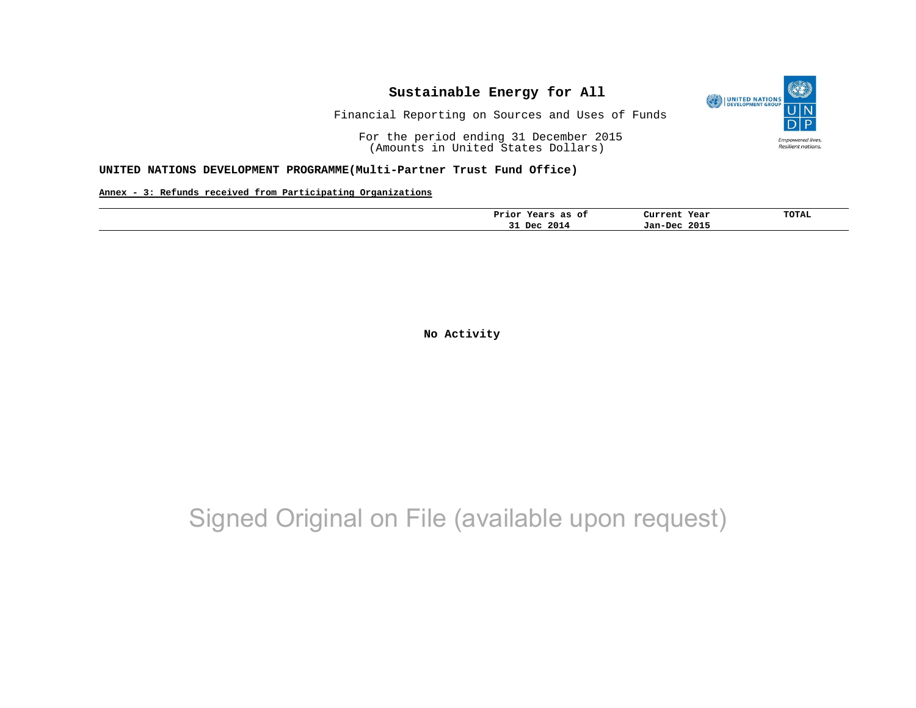# Sustainable Energy for All

Financial Reporting on Sources and Uses of Funds

For the period ending 31 December 2015
(Amounts in United States Dollars)

**UNITED NATIONS DEVELOPMENT PROGRAMME(Multi-Partner Trust Fund Office)**

**Annex - 3: Refunds received from Participating Organizations**

| | Prior Years as of 31 Dec 2014 | Current Year Jan-Dec 2015 | TOTAL |
|---|---|---|---|

**No Activity**

Signed Original on File (available upon request)